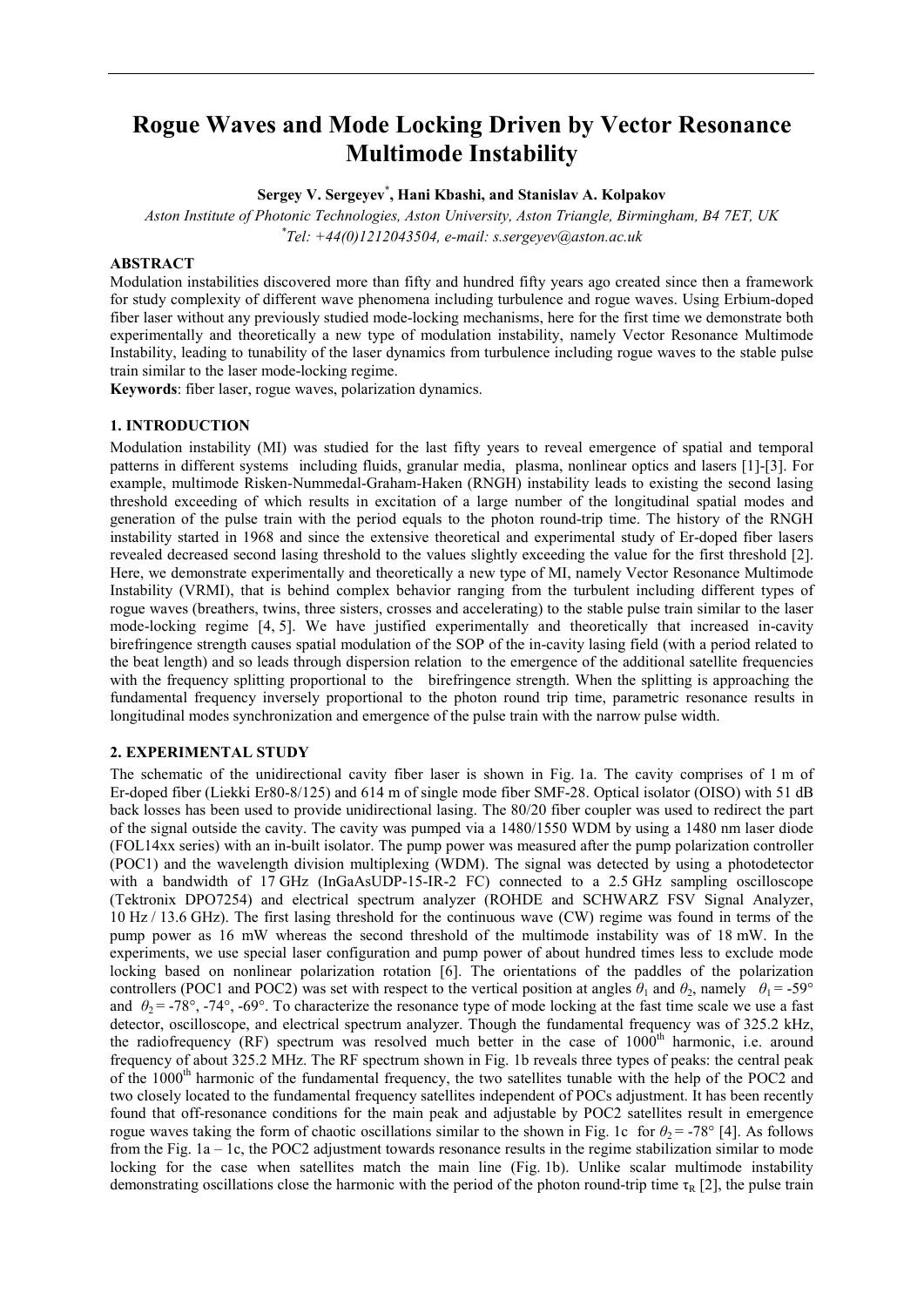# Rogue Waves and Mode Locking Driven by Vector Resonance Multimode Instability

**Sergey V. Sergeyev*, Hani Kbashi, and Stanislav A. Kolpakov**

*Aston Institute of Photonic Technologies, Aston University, Aston Triangle, Birmingham, B4 7ET, UK*
*\*Tel: +44(0)1212043504, e-mail: s.sergeyev@aston.ac.uk*

## ABSTRACT

Modulation instabilities discovered more than fifty and hundred fifty years ago created since then a framework for study complexity of different wave phenomena including turbulence and rogue waves. Using Erbium-doped fiber laser without any previously studied mode-locking mechanisms, here for the first time we demonstrate both experimentally and theoretically a new type of modulation instability, namely Vector Resonance Multimode Instability, leading to tunability of the laser dynamics from turbulence including rogue waves to the stable pulse train similar to the laser mode-locking regime.

**Keywords**: fiber laser, rogue waves, polarization dynamics.

## 1. INTRODUCTION

Modulation instability (MI) was studied for the last fifty years to reveal emergence of spatial and temporal patterns in different systems including fluids, granular media, plasma, nonlinear optics and lasers [1]-[3]. For example, multimode Risken-Nummedal-Graham-Haken (RNGH) instability leads to existing the second lasing threshold exceeding of which results in excitation of a large number of the longitudinal spatial modes and generation of the pulse train with the period equals to the photon round-trip time. The history of the RNGH instability started in 1968 and since the extensive theoretical and experimental study of Er-doped fiber lasers revealed decreased second lasing threshold to the values slightly exceeding the value for the first threshold [2]. Here, we demonstrate experimentally and theoretically a new type of MI, namely Vector Resonance Multimode Instability (VRMI), that is behind complex behavior ranging from the turbulent including different types of rogue waves (breathers, twins, three sisters, crosses and accelerating) to the stable pulse train similar to the laser mode-locking regime [4, 5]. We have justified experimentally and theoretically that increased in-cavity birefringence strength causes spatial modulation of the SOP of the in-cavity lasing field (with a period related to the beat length) and so leads through dispersion relation to the emergence of the additional satellite frequencies with the frequency splitting proportional to the birefringence strength. When the splitting is approaching the fundamental frequency inversely proportional to the photon round trip time, parametric resonance results in longitudinal modes synchronization and emergence of the pulse train with the narrow pulse width.

## 2. EXPERIMENTAL STUDY

The schematic of the unidirectional cavity fiber laser is shown in Fig. 1a. The cavity comprises of 1 m of Er-doped fiber (Liekki Er80-8/125) and 614 m of single mode fiber SMF-28. Optical isolator (OISO) with 51 dB back losses has been used to provide unidirectional lasing. The 80/20 fiber coupler was used to redirect the part of the signal outside the cavity. The cavity was pumped via a 1480/1550 WDM by using a 1480 nm laser diode (FOL14xx series) with an in-built isolator. The pump power was measured after the pump polarization controller (POC1) and the wavelength division multiplexing (WDM). The signal was detected by using a photodetector with a bandwidth of 17 GHz (InGaAsUDP-15-IR-2 FC) connected to a 2.5 GHz sampling oscilloscope (Tektronix DPO7254) and electrical spectrum analyzer (ROHDE and SCHWARZ FSV Signal Analyzer, 10 Hz / 13.6 GHz). The first lasing threshold for the continuous wave (CW) regime was found in terms of the pump power as 16 mW whereas the second threshold of the multimode instability was of 18 mW. In the experiments, we use special laser configuration and pump power of about hundred times less to exclude mode locking based on nonlinear polarization rotation [6]. The orientations of the paddles of the polarization controllers (POC1 and POC2) was set with respect to the vertical position at angles $\theta_1$ and $\theta_2$, namely $\theta_1 = -59°$ and $\theta_2 = -78°, -74°, -69°$. To characterize the resonance type of mode locking at the fast time scale we use a fast detector, oscilloscope, and electrical spectrum analyzer. Though the fundamental frequency was of 325.2 kHz, the radiofrequency (RF) spectrum was resolved much better in the case of 1000[th] harmonic, i.e. around frequency of about 325.2 MHz. The RF spectrum shown in Fig. 1b reveals three types of peaks: the central peak of the 1000[th] harmonic of the fundamental frequency, the two satellites tunable with the help of the POC2 and two closely located to the fundamental frequency satellites independent of POCs adjustment. It has been recently found that off-resonance conditions for the main peak and adjustable by POC2 satellites result in emergence rogue waves taking the form of chaotic oscillations similar to the shown in Fig. 1c for $\theta_2 = -78°$ [4]. As follows from the Fig. 1a – 1c, the POC2 adjustment towards resonance results in the regime stabilization similar to mode locking for the case when satellites match the main line (Fig. 1b). Unlike scalar multimode instability demonstrating oscillations close the harmonic with the period of the photon round-trip time $\tau_R$ [2], the pulse train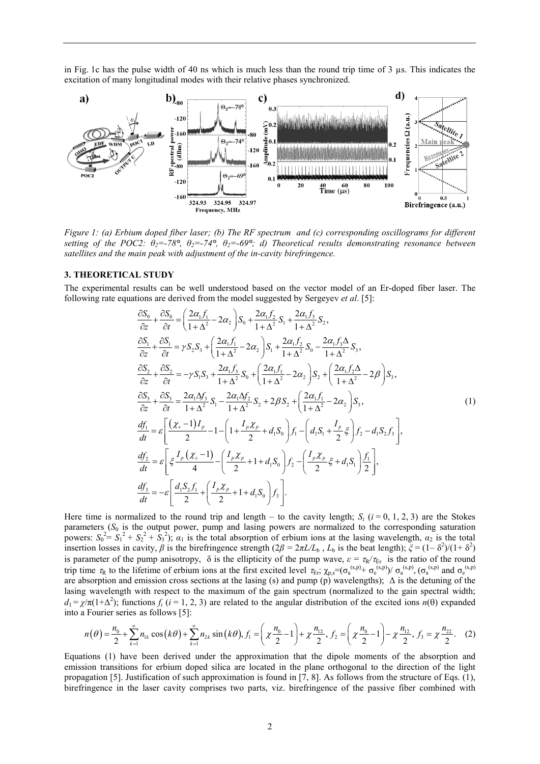in Fig. 1c has the pulse width of 40 ns which is much less than the round trip time of 3 μs. This indicates the excitation of many longitudinal modes with their relative phases synchronized.

*Figure 1: (a) Erbium doped fiber laser; (b) The RF spectrum and (c) corresponding oscillograms for different setting of the POC2: θ2=-78°, θ2=-74°, θ2=-69°; d) Theoretical results demonstrating resonance between satellites and the main peak with adjustment of the in-cavity birefringence.*

### 3. THEORETICAL STUDY

The experimental results can be well understood based on the vector model of an Er-doped fiber laser. The following rate equations are derived from the model suggested by Sergeyev *et al*. [5]:

$$
\begin{aligned}
&\frac{\partial S_0}{\partial z}+\frac{\partial S_0}{\partial t}=\left(\frac{2\alpha_1 f_1}{1+\Delta^2}-2\alpha_2\right)S_0+\frac{2\alpha_1 f_2}{1+\Delta^2}S_1+\frac{2\alpha_1 f_3}{1+\Delta^2}S_2,\\
&\frac{\partial S_1}{\partial z}+\frac{\partial S_1}{\partial t}=\gamma S_2 S_3+\left(\frac{2\alpha_1 f_1}{1+\Delta^2}-2\alpha_2\right)S_1+\frac{2\alpha_1 f_2}{1+\Delta^2}S_0-\frac{2\alpha_1 f_3\Delta}{1+\Delta^2}S_3,\\
&\frac{\partial S_2}{\partial z}+\frac{\partial S_2}{\partial t}=-\gamma S_1 S_3+\frac{2\alpha_1 f_3}{1+\Delta^2}S_0+\left(\frac{2\alpha_1 f_1}{1+\Delta^2}-2\alpha_2\right)S_2+\left(\frac{2\alpha_1 f_2\Delta}{1+\Delta^2}-2\beta\right)S_3,\\
&\frac{\partial S_3}{\partial z}+\frac{\partial S_3}{\partial t}=\frac{2\alpha_1\Delta f_3}{1+\Delta^2}S_1-\frac{2\alpha_1\Delta f_2}{1+\Delta^2}S_2+2\beta S_2+\left(\frac{2\alpha_1 f_1}{1+\Delta^2}-2\alpha_2\right)S_3,\\
&\frac{df_1}{dt}=\varepsilon\left[\frac{(\chi_s-1)I_p}{2}-1-\left(1+\frac{I_p\chi_p}{2}+d_1S_0\right)f_1-\left(d_1S_1+\frac{I_p}{2}\xi\right)f_2-d_1S_2f_3\right],\\
&\frac{df_2}{dt}=\varepsilon\left[\xi\frac{I_p(\chi_s-1)}{4}-\left(\frac{I_p\chi_p}{2}+1+d_1S_0\right)f_2-\left(\frac{I_p\chi_p}{2}\xi+d_1S_1\right)\frac{f_1}{2}\right],\\
&\frac{df_3}{dt}=-\varepsilon\left[\frac{d_1S_2f_1}{2}+\left(\frac{I_p\chi_p}{2}+1+d_1S_0\right)f_3\right].
\end{aligned}
\tag{1}
$$

Here time is normalized to the round trip and length – to the cavity length; $S_i$ ($i = 0, 1, 2, 3$) are the Stokes parameters ($S_0$ is the output power, pump and lasing powers are normalized to the corresponding saturation powers: $S_0^2 = S_1^2 + S_2^2 + S_3^2$); $\alpha_1$ is the total absorption of erbium ions at the lasing wavelength, $\alpha_2$ is the total insertion losses in cavity, $\beta$ is the birefringence strength ($2\beta = 2\pi L/L_b$ , $L_b$ is the beat length); $\xi = (1-\delta^2)/(1+\delta^2)$ is parameter of the pump anisotropy, $\delta$ is the ellipticity of the pump wave, $\varepsilon = \tau_R/\tau_{Er}$ is the ratio of the round trip time $\tau_R$ to the lifetime of erbium ions at the first excited level $\tau_{Er}$; $\chi_{p,s}=(\sigma_a^{(s,p)}+\sigma_e^{(s,p)})/\sigma_a^{(s,p)}$, ($\sigma_a^{(s,p)}$ and $\sigma_e^{(s,p)}$ are absorption and emission cross sections at the lasing (s) and pump (p) wavelengths); $\Delta$ is the detuning of the lasing wavelength with respect to the maximum of the gain spectrum (normalized to the gain spectral width; $d_1 = \chi/\pi(1+\Delta^2)$; functions $f_i$ ($i = 1, 2, 3$) are related to the angular distribution of the excited ions $n(\theta)$ expanded into a Fourier series as follows [5]:

$$
n(\theta)=\frac{n_0}{2}+\sum_{k=1}^{\infty}n_{1k}\cos(k\theta)+\sum_{k=1}^{\infty}n_{2k}\sin(k\theta),\; f_1=\left(\chi\frac{n_0}{2}-1\right)+\chi\frac{n_{12}}{2},\; f_2=\left(\chi\frac{n_0}{2}-1\right)-\chi\frac{n_{12}}{2},\; f_3=\chi\frac{n_{22}}{2}. \tag{2}
$$

Equations (1) have been derived under the approximation that the dipole moments of the absorption and emission transitions for erbium doped silica are located in the plane orthogonal to the direction of the light propagation [5]. Justification of such approximation is found in [7, 8]. As follows from the structure of Eqs. (1), birefringence in the laser cavity comprises two parts, viz. birefringence of the passive fiber combined with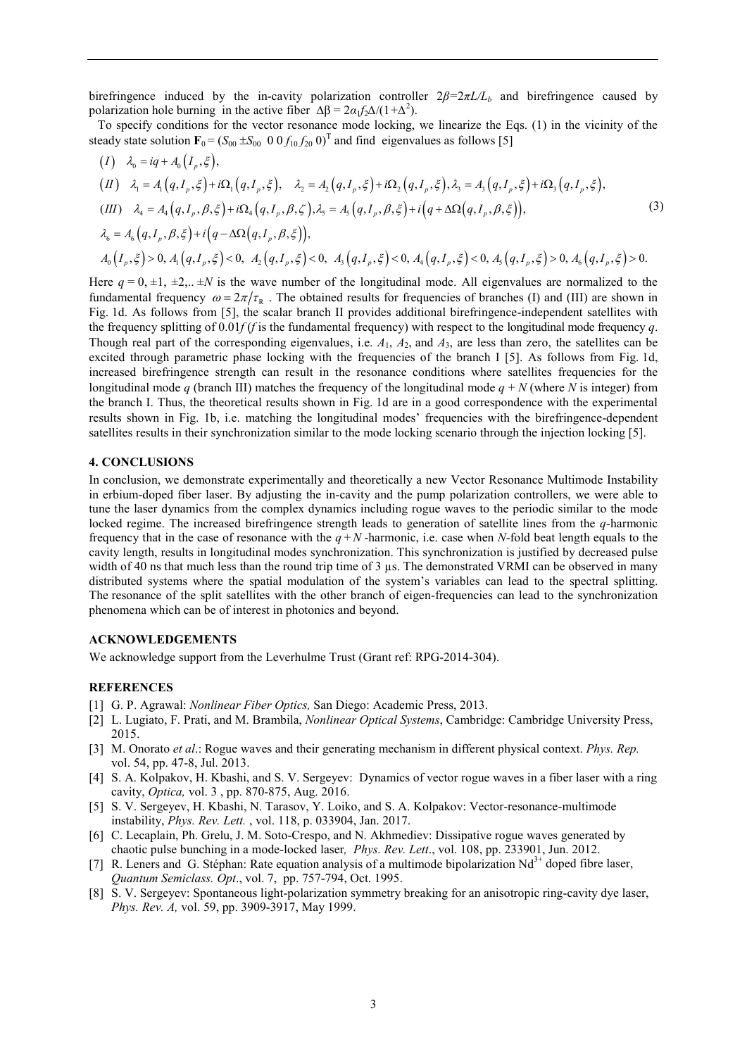birefringence induced by the in-cavity polarization controller $2\beta=2\pi L/L_b$ and birefringence caused by polarization hole burning in the active fiber $\Delta\beta = 2\alpha_1 f_2\Delta/(1+\Delta^2)$.

To specify conditions for the vector resonance mode locking, we linearize the Eqs. (1) in the vicinity of the steady state solution $\mathbf{F}_0 = (S_{00} \pm S_{00}\ \ 0\ 0\ f_{10}\ f_{20}\ 0)^{\mathrm{T}}$ and find eigenvalues as follows [5]

$$
\begin{aligned}
&(I)\quad \lambda_0 = iq + A_0\left(I_p,\xi\right),\\
&(II)\quad \lambda_1 = A_1\left(q,I_p,\xi\right) + i\Omega_1\left(q,I_p,\xi\right),\quad \lambda_2 = A_2\left(q,I_p,\xi\right) + i\Omega_2\left(q,I_p,\xi\right), \lambda_3 = A_3\left(q,I_p,\xi\right) + i\Omega_3\left(q,I_p,\xi\right),\\
&(III)\quad \lambda_4 = A_4\left(q,I_p,\beta,\xi\right) + i\Omega_4\left(q,I_p,\beta,\zeta\right), \lambda_5 = A_5\left(q,I_p,\beta,\xi\right) + i\left(q + \Delta\Omega\left(q,I_p,\beta,\xi\right)\right),\\
&\lambda_6 = A_6\left(q,I_p,\beta,\xi\right) + i\left(q - \Delta\Omega\left(q,I_p,\beta,\xi\right)\right),\\
&A_0\left(I_p,\xi\right) > 0,\ A_1\left(q,I_p,\xi\right) < 0,\ A_2\left(q,I_p,\xi\right) < 0,\ A_3\left(q,I_p,\xi\right) < 0, A_4\left(q,I_p,\xi\right) < 0, A_5\left(q,I_p,\xi\right) > 0, A_6\left(q,I_p,\xi\right) > 0.
\end{aligned}
\tag{3}
$$

Here $q = 0, \pm 1, \pm 2, .. \pm N$ is the wave number of the longitudinal mode. All eigenvalues are normalized to the fundamental frequency $\omega = 2\pi/\tau_R$. The obtained results for frequencies of branches (I) and (III) are shown in Fig. 1d. As follows from [5], the scalar branch II provides additional birefringence-independent satellites with the frequency splitting of $0.01f$ ($f$ is the fundamental frequency) with respect to the longitudinal mode frequency $q$. Though real part of the corresponding eigenvalues, i.e. $A_1$, $A_2$, and $A_3$, are less than zero, the satellites can be excited through parametric phase locking with the frequencies of the branch I [5]. As follows from Fig. 1d, increased birefringence strength can result in the resonance conditions where satellites frequencies for the longitudinal mode $q$ (branch III) matches the frequency of the longitudinal mode $q + N$ (where $N$ is integer) from the branch I. Thus, the theoretical results shown in Fig. 1d are in a good correspondence with the experimental results shown in Fig. 1b, i.e. matching the longitudinal modes' frequencies with the birefringence-dependent satellites results in their synchronization similar to the mode locking scenario through the injection locking [5].

## 4. CONCLUSIONS

In conclusion, we demonstrate experimentally and theoretically a new Vector Resonance Multimode Instability in erbium-doped fiber laser. By adjusting the in-cavity and the pump polarization controllers, we were able to tune the laser dynamics from the complex dynamics including rogue waves to the periodic similar to the mode locked regime. The increased birefringence strength leads to generation of satellite lines from the $q$-harmonic frequency that in the case of resonance with the $q + N$ -harmonic, i.e. case when $N$-fold beat length equals to the cavity length, results in longitudinal modes synchronization. This synchronization is justified by decreased pulse width of 40 ns that much less than the round trip time of 3 µs. The demonstrated VRMI can be observed in many distributed systems where the spatial modulation of the system's variables can lead to the spectral splitting. The resonance of the split satellites with the other branch of eigen-frequencies can lead to the synchronization phenomena which can be of interest in photonics and beyond.

## ACKNOWLEDGEMENTS

We acknowledge support from the Leverhulme Trust (Grant ref: RPG-2014-304).

## REFERENCES

- [1] G. P. Agrawal: *Nonlinear Fiber Optics,* San Diego: Academic Press, 2013.
- [2] L. Lugiato, F. Prati, and M. Brambila, *Nonlinear Optical Systems*, Cambridge: Cambridge University Press, 2015.
- [3] M. Onorato *et al*.: Rogue waves and their generating mechanism in different physical context. *Phys. Rep.* vol. 54, pp. 47-8, Jul. 2013.
- [4] S. A. Kolpakov, H. Kbashi, and S. V. Sergeyev: Dynamics of vector rogue waves in a fiber laser with a ring cavity, *Optica,* vol. 3 , pp. 870-875, Aug. 2016.
- [5] S. V. Sergeyev, H. Kbashi, N. Tarasov, Y. Loiko, and S. A. Kolpakov: Vector-resonance-multimode instability, *Phys. Rev. Lett.* , vol. 118, p. 033904, Jan. 2017.
- [6] C. Lecaplain, Ph. Grelu, J. M. Soto-Crespo, and N. Akhmediev: Dissipative rogue waves generated by chaotic pulse bunching in a mode-locked laser*, Phys. Rev. Lett*., vol. 108, pp. 233901, Jun. 2012.
- [7] R. Leners and G. Stéphan: Rate equation analysis of a multimode bipolarization $Nd^{3+}$ doped fibre laser, *Quantum Semiclass. Opt*., vol. 7, pp. 757-794, Oct. 1995.
- [8] S. V. Sergeyev: Spontaneous light-polarization symmetry breaking for an anisotropic ring-cavity dye laser, *Phys. Rev. A,* vol. 59, pp. 3909-3917, May 1999.